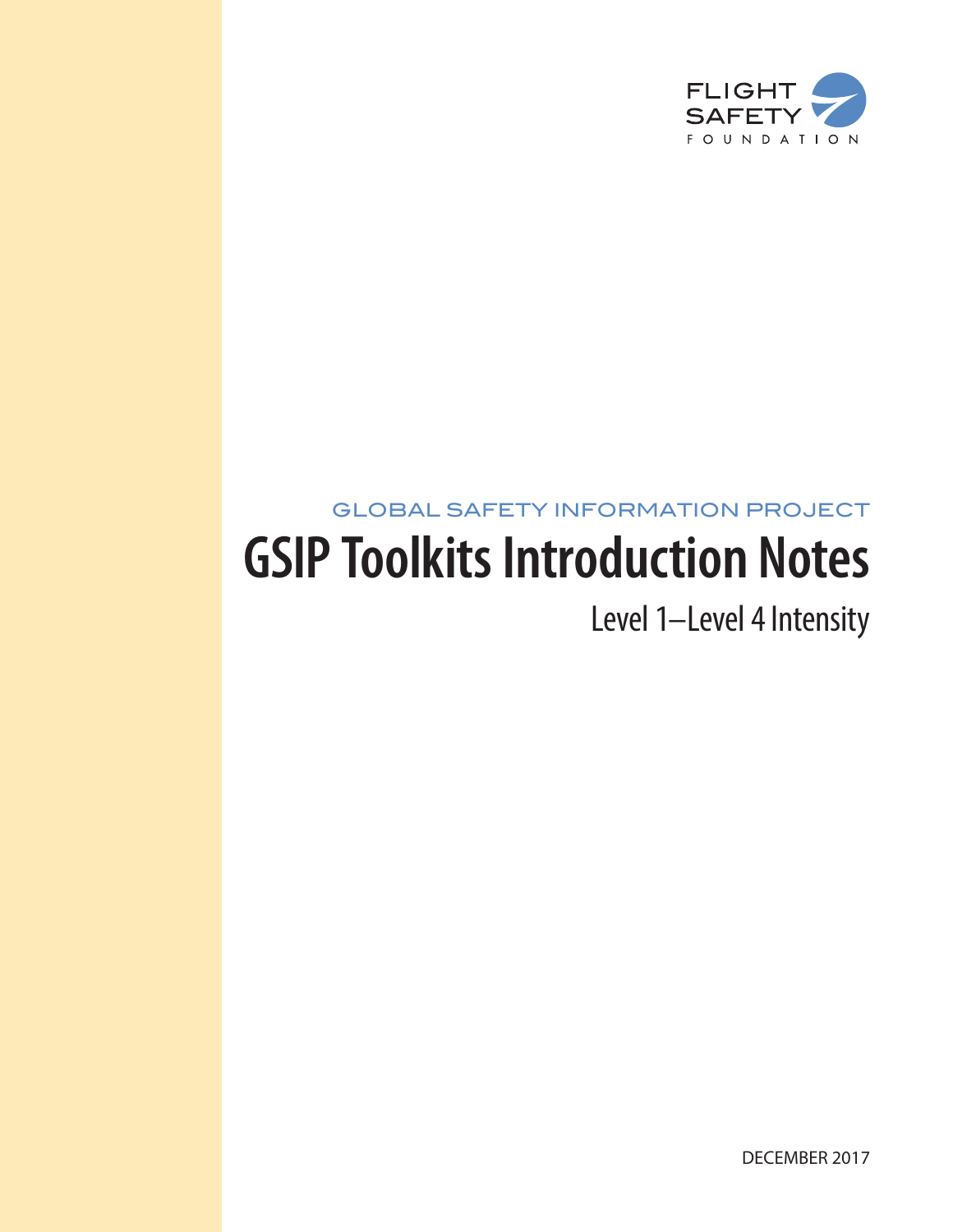FLIGHT SAFETY FOUNDATION

GLOBAL SAFETY INFORMATION PROJECT

# GSIP Toolkits Introduction Notes

## Level 1–Level 4 Intensity

DECEMBER 2017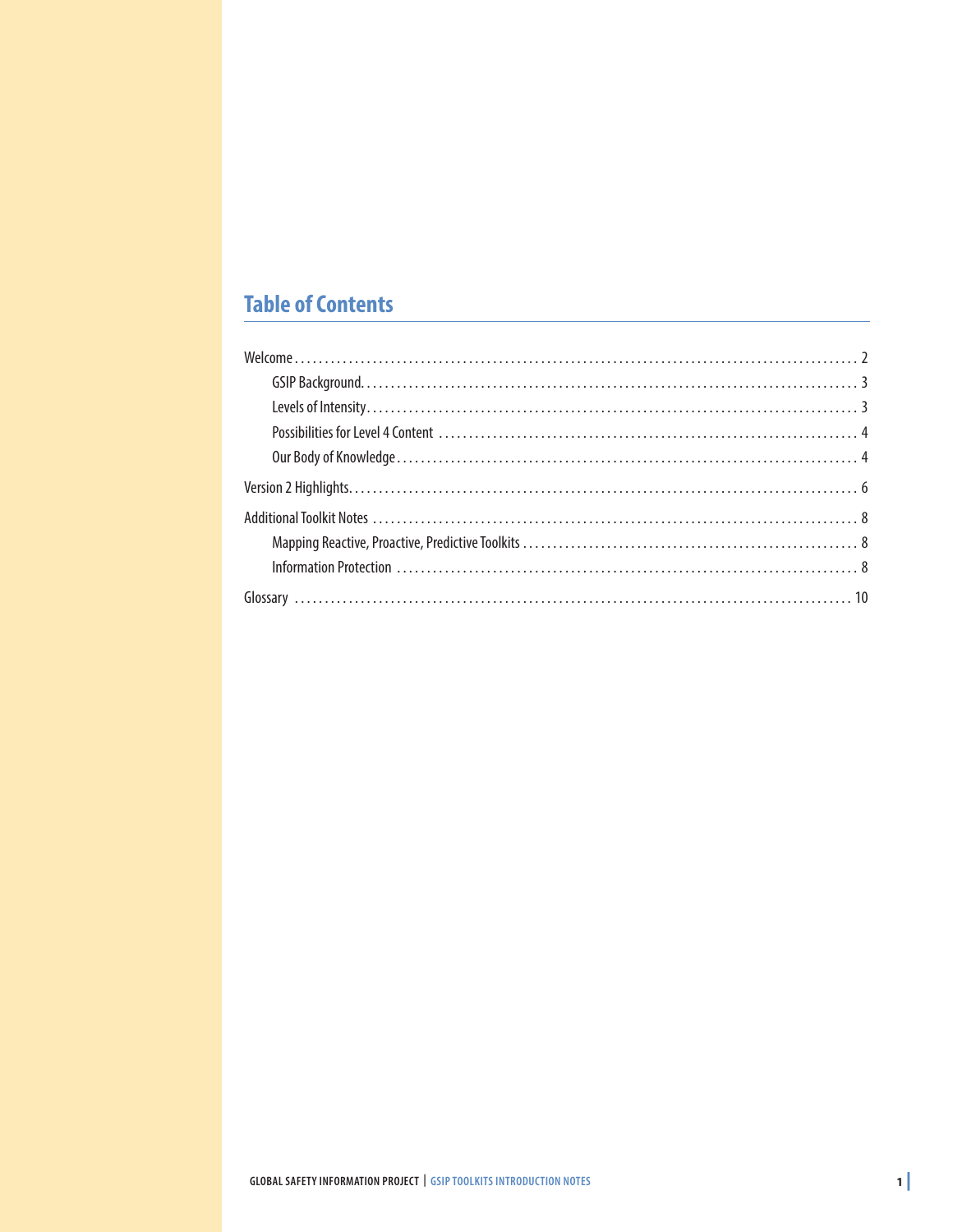## Table of Contents

- Welcome ........ 2
  - GSIP Background ........ 3
  - Levels of Intensity ........ 3
  - Possibilities for Level 4 Content ........ 4
  - Our Body of Knowledge ........ 4
- Version 2 Highlights ........ 6
- Additional Toolkit Notes ........ 8
  - Mapping Reactive, Proactive, Predictive Toolkits ........ 8
  - Information Protection ........ 8
- Glossary ........ 10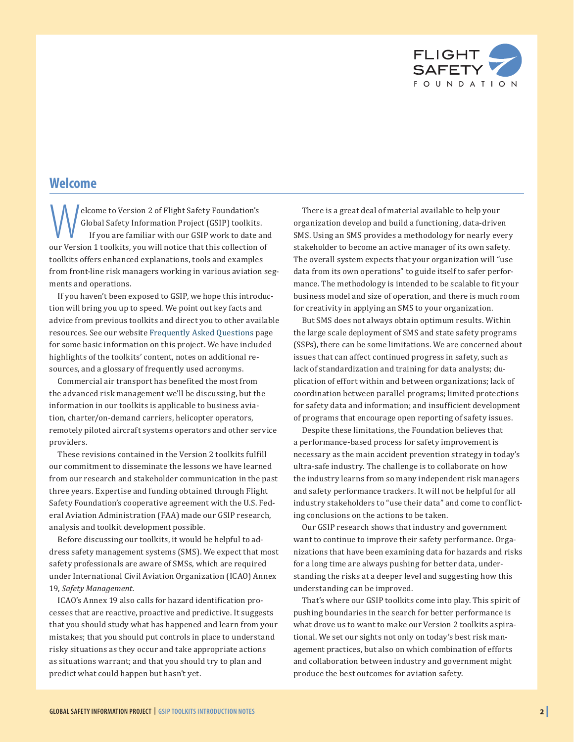## Welcome

Welcome to Version 2 of Flight Safety Foundation's Global Safety Information Project (GSIP) toolkits. If you are familiar with our GSIP work to date and our Version 1 toolkits, you will notice that this collection of toolkits offers enhanced explanations, tools and examples from front-line risk managers working in various aviation segments and operations.

If you haven't been exposed to GSIP, we hope this introduction will bring you up to speed. We point out key facts and advice from previous toolkits and direct you to other available resources. See our website Frequently Asked Questions page for some basic information on this project. We have included highlights of the toolkits' content, notes on additional resources, and a glossary of frequently used acronyms.

Commercial air transport has benefited the most from the advanced risk management we'll be discussing, but the information in our toolkits is applicable to business aviation, charter/on-demand carriers, helicopter operators, remotely piloted aircraft systems operators and other service providers.

These revisions contained in the Version 2 toolkits fulfill our commitment to disseminate the lessons we have learned from our research and stakeholder communication in the past three years. Expertise and funding obtained through Flight Safety Foundation's cooperative agreement with the U.S. Federal Aviation Administration (FAA) made our GSIP research, analysis and toolkit development possible.

Before discussing our toolkits, it would be helpful to address safety management systems (SMS). We expect that most safety professionals are aware of SMSs, which are required under International Civil Aviation Organization (ICAO) Annex 19, *Safety Management.*

ICAO's Annex 19 also calls for hazard identification processes that are reactive, proactive and predictive. It suggests that you should study what has happened and learn from your mistakes; that you should put controls in place to understand risky situations as they occur and take appropriate actions as situations warrant; and that you should try to plan and predict what could happen but hasn't yet.

There is a great deal of material available to help your organization develop and build a functioning, data-driven SMS. Using an SMS provides a methodology for nearly every stakeholder to become an active manager of its own safety. The overall system expects that your organization will "use data from its own operations" to guide itself to safer performance. The methodology is intended to be scalable to fit your business model and size of operation, and there is much room for creativity in applying an SMS to your organization.

But SMS does not always obtain optimum results. Within the large scale deployment of SMS and state safety programs (SSPs), there can be some limitations. We are concerned about issues that can affect continued progress in safety, such as lack of standardization and training for data analysts; duplication of effort within and between organizations; lack of coordination between parallel programs; limited protections for safety data and information; and insufficient development of programs that encourage open reporting of safety issues.

Despite these limitations, the Foundation believes that a performance-based process for safety improvement is necessary as the main accident prevention strategy in today's ultra-safe industry. The challenge is to collaborate on how the industry learns from so many independent risk managers and safety performance trackers. It will not be helpful for all industry stakeholders to "use their data" and come to conflicting conclusions on the actions to be taken.

Our GSIP research shows that industry and government want to continue to improve their safety performance. Organizations that have been examining data for hazards and risks for a long time are always pushing for better data, understanding the risks at a deeper level and suggesting how this understanding can be improved.

That's where our GSIP toolkits come into play. This spirit of pushing boundaries in the search for better performance is what drove us to want to make our Version 2 toolkits aspirational. We set our sights not only on today's best risk management practices, but also on which combination of efforts and collaboration between industry and government might produce the best outcomes for aviation safety.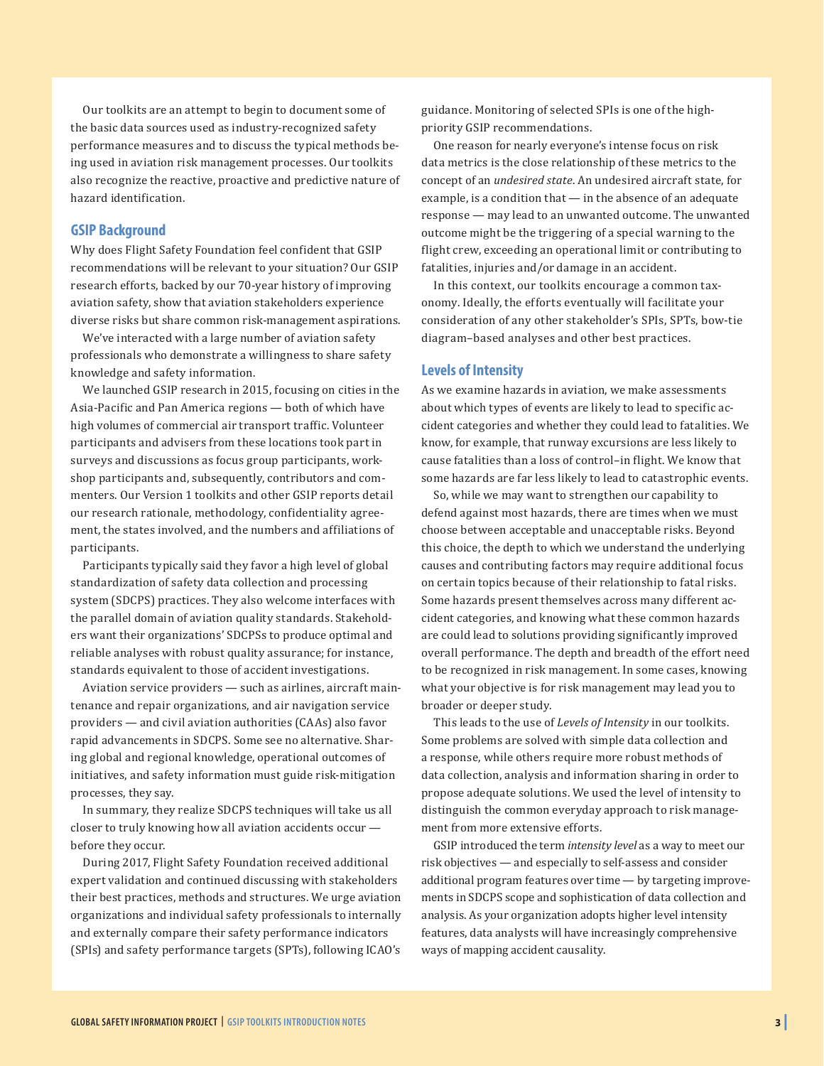Our toolkits are an attempt to begin to document some of the basic data sources used as industry-recognized safety performance measures and to discuss the typical methods being used in aviation risk management processes. Our toolkits also recognize the reactive, proactive and predictive nature of hazard identification.

## GSIP Background

Why does Flight Safety Foundation feel confident that GSIP recommendations will be relevant to your situation? Our GSIP research efforts, backed by our 70-year history of improving aviation safety, show that aviation stakeholders experience diverse risks but share common risk-management aspirations.

We've interacted with a large number of aviation safety professionals who demonstrate a willingness to share safety knowledge and safety information.

We launched GSIP research in 2015, focusing on cities in the Asia-Pacific and Pan America regions — both of which have high volumes of commercial air transport traffic. Volunteer participants and advisers from these locations took part in surveys and discussions as focus group participants, workshop participants and, subsequently, contributors and commenters. Our Version 1 toolkits and other GSIP reports detail our research rationale, methodology, confidentiality agreement, the states involved, and the numbers and affiliations of participants.

Participants typically said they favor a high level of global standardization of safety data collection and processing system (SDCPS) practices. They also welcome interfaces with the parallel domain of aviation quality standards. Stakeholders want their organizations' SDCPSs to produce optimal and reliable analyses with robust quality assurance; for instance, standards equivalent to those of accident investigations.

Aviation service providers — such as airlines, aircraft maintenance and repair organizations, and air navigation service providers — and civil aviation authorities (CAAs) also favor rapid advancements in SDCPS. Some see no alternative. Sharing global and regional knowledge, operational outcomes of initiatives, and safety information must guide risk-mitigation processes, they say.

In summary, they realize SDCPS techniques will take us all closer to truly knowing how all aviation accidents occur — before they occur.

During 2017, Flight Safety Foundation received additional expert validation and continued discussing with stakeholders their best practices, methods and structures. We urge aviation organizations and individual safety professionals to internally and externally compare their safety performance indicators (SPIs) and safety performance targets (SPTs), following ICAO's guidance. Monitoring of selected SPIs is one of the high-priority GSIP recommendations.

One reason for nearly everyone's intense focus on risk data metrics is the close relationship of these metrics to the concept of an *undesired state*. An undesired aircraft state, for example, is a condition that — in the absence of an adequate response — may lead to an unwanted outcome. The unwanted outcome might be the triggering of a special warning to the flight crew, exceeding an operational limit or contributing to fatalities, injuries and/or damage in an accident.

In this context, our toolkits encourage a common taxonomy. Ideally, the efforts eventually will facilitate your consideration of any other stakeholder's SPIs, SPTs, bow-tie diagram–based analyses and other best practices.

## Levels of Intensity

As we examine hazards in aviation, we make assessments about which types of events are likely to lead to specific accident categories and whether they could lead to fatalities. We know, for example, that runway excursions are less likely to cause fatalities than a loss of control–in flight. We know that some hazards are far less likely to lead to catastrophic events.

So, while we may want to strengthen our capability to defend against most hazards, there are times when we must choose between acceptable and unacceptable risks. Beyond this choice, the depth to which we understand the underlying causes and contributing factors may require additional focus on certain topics because of their relationship to fatal risks. Some hazards present themselves across many different accident categories, and knowing what these common hazards are could lead to solutions providing significantly improved overall performance. The depth and breadth of the effort need to be recognized in risk management. In some cases, knowing what your objective is for risk management may lead you to broader or deeper study.

This leads to the use of *Levels of Intensity* in our toolkits. Some problems are solved with simple data collection and a response, while others require more robust methods of data collection, analysis and information sharing in order to propose adequate solutions. We used the level of intensity to distinguish the common everyday approach to risk management from more extensive efforts.

GSIP introduced the term *intensity level* as a way to meet our risk objectives — and especially to self-assess and consider additional program features over time — by targeting improvements in SDCPS scope and sophistication of data collection and analysis. As your organization adopts higher level intensity features, data analysts will have increasingly comprehensive ways of mapping accident causality.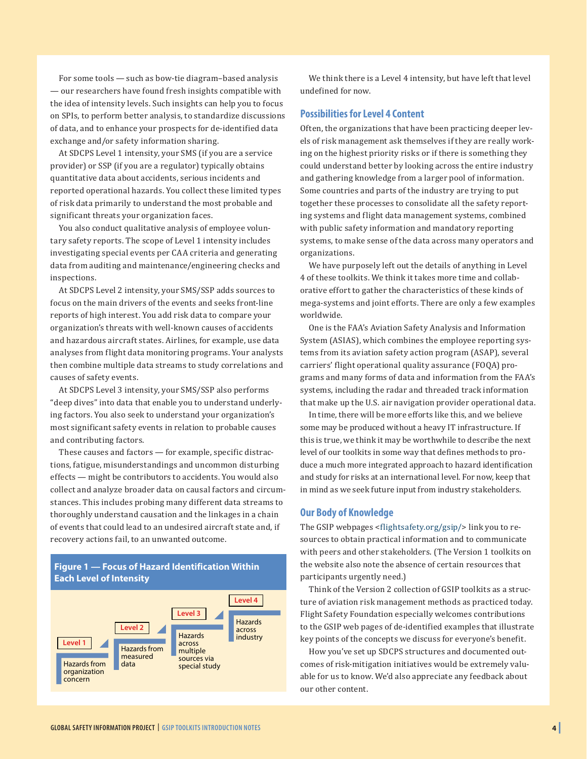For some tools — such as bow-tie diagram–based analysis — our researchers have found fresh insights compatible with the idea of intensity levels. Such insights can help you to focus on SPIs, to perform better analysis, to standardize discussions of data, and to enhance your prospects for de-identified data exchange and/or safety information sharing.

At SDCPS Level 1 intensity, your SMS (if you are a service provider) or SSP (if you are a regulator) typically obtains quantitative data about accidents, serious incidents and reported operational hazards. You collect these limited types of risk data primarily to understand the most probable and significant threats your organization faces.

You also conduct qualitative analysis of employee voluntary safety reports. The scope of Level 1 intensity includes investigating special events per CAA criteria and generating data from auditing and maintenance/engineering checks and inspections.

At SDCPS Level 2 intensity, your SMS/SSP adds sources to focus on the main drivers of the events and seeks front-line reports of high interest. You add risk data to compare your organization's threats with well-known causes of accidents and hazardous aircraft states. Airlines, for example, use data analyses from flight data monitoring programs. Your analysts then combine multiple data streams to study correlations and causes of safety events.

At SDCPS Level 3 intensity, your SMS/SSP also performs "deep dives" into data that enable you to understand underlying factors. You also seek to understand your organization's most significant safety events in relation to probable causes and contributing factors.

These causes and factors — for example, specific distractions, fatigue, misunderstandings and uncommon disturbing effects — might be contributors to accidents. You would also collect and analyze broader data on causal factors and circumstances. This includes probing many different data streams to thoroughly understand causation and the linkages in a chain of events that could lead to an undesired aircraft state and, if recovery actions fail, to an unwanted outcome.

**Figure 1 — Focus of Hazard Identification Within Each Level of Intensity**

| Level | Focus |
|---|---|
| Level 1 | Hazards from organization concern |
| Level 2 | Hazards from measured data |
| Level 3 | Hazards across multiple sources via special study |
| Level 4 | Hazards across industry |

We think there is a Level 4 intensity, but have left that level undefined for now.

## Possibilities for Level 4 Content

Often, the organizations that have been practicing deeper levels of risk management ask themselves if they are really working on the highest priority risks or if there is something they could understand better by looking across the entire industry and gathering knowledge from a larger pool of information. Some countries and parts of the industry are trying to put together these processes to consolidate all the safety reporting systems and flight data management systems, combined with public safety information and mandatory reporting systems, to make sense of the data across many operators and organizations.

We have purposely left out the details of anything in Level 4 of these toolkits. We think it takes more time and collaborative effort to gather the characteristics of these kinds of mega-systems and joint efforts. There are only a few examples worldwide.

One is the FAA's Aviation Safety Analysis and Information System (ASIAS), which combines the employee reporting systems from its aviation safety action program (ASAP), several carriers' flight operational quality assurance (FOQA) programs and many forms of data and information from the FAA's systems, including the radar and threaded track information that make up the U.S. air navigation provider operational data.

In time, there will be more efforts like this, and we believe some may be produced without a heavy IT infrastructure. If this is true, we think it may be worthwhile to describe the next level of our toolkits in some way that defines methods to produce a much more integrated approach to hazard identification and study for risks at an international level. For now, keep that in mind as we seek future input from industry stakeholders.

## Our Body of Knowledge

The GSIP webpages <flightsafety.org/gsip/> link you to resources to obtain practical information and to communicate with peers and other stakeholders. (The Version 1 toolkits on the website also note the absence of certain resources that participants urgently need.)

Think of the Version 2 collection of GSIP toolkits as a structure of aviation risk management methods as practiced today. Flight Safety Foundation especially welcomes contributions to the GSIP web pages of de-identified examples that illustrate key points of the concepts we discuss for everyone's benefit.

How you've set up SDCPS structures and documented outcomes of risk-mitigation initiatives would be extremely valuable for us to know. We'd also appreciate any feedback about our other content.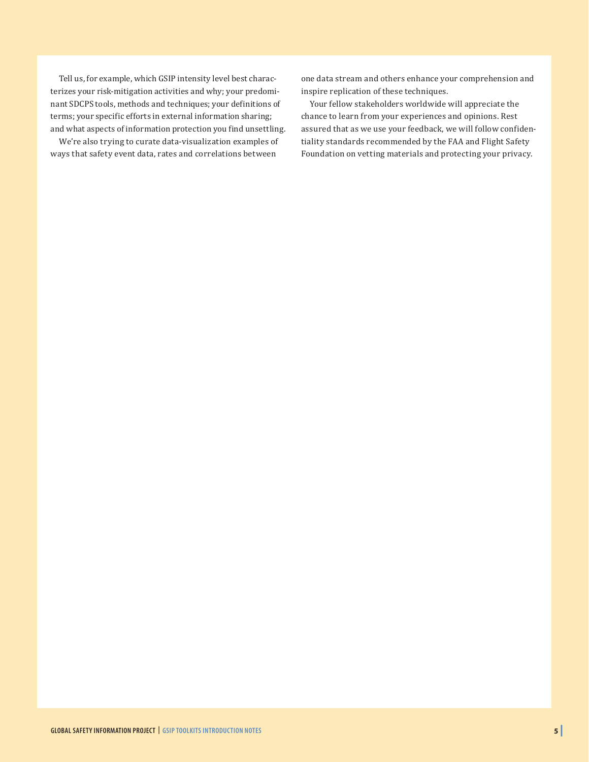Tell us, for example, which GSIP intensity level best characterizes your risk-mitigation activities and why; your predominant SDCPS tools, methods and techniques; your definitions of terms; your specific efforts in external information sharing; and what aspects of information protection you find unsettling.

We're also trying to curate data-visualization examples of ways that safety event data, rates and correlations between one data stream and others enhance your comprehension and inspire replication of these techniques.

Your fellow stakeholders worldwide will appreciate the chance to learn from your experiences and opinions. Rest assured that as we use your feedback, we will follow confidentiality standards recommended by the FAA and Flight Safety Foundation on vetting materials and protecting your privacy.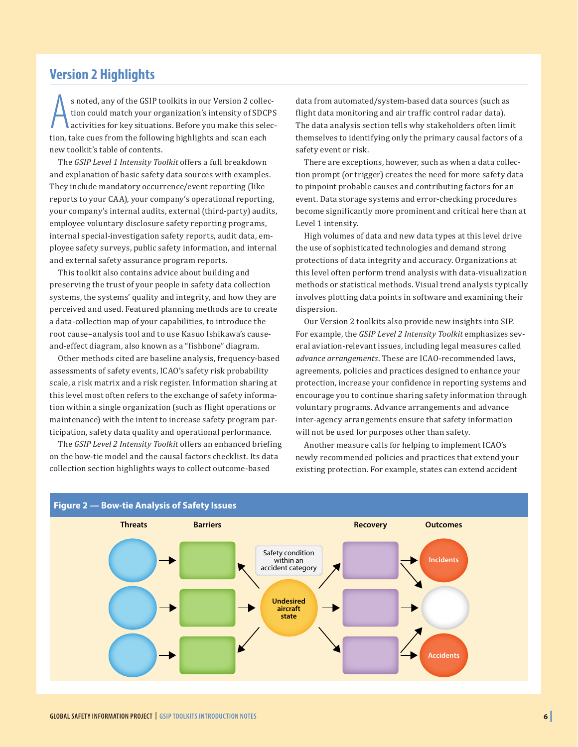## Version 2 Highlights

As noted, any of the GSIP toolkits in our Version 2 collection could match your organization's intensity of SDCPS activities for key situations. Before you make this selection, take cues from the following highlights and scan each new toolkit's table of contents.

The *GSIP Level 1 Intensity Toolkit* offers a full breakdown and explanation of basic safety data sources with examples. They include mandatory occurrence/event reporting (like reports to your CAA), your company's operational reporting, your company's internal audits, external (third-party) audits, employee voluntary disclosure safety reporting programs, internal special-investigation safety reports, audit data, employee safety surveys, public safety information, and internal and external safety assurance program reports.

This toolkit also contains advice about building and preserving the trust of your people in safety data collection systems, the systems' quality and integrity, and how they are perceived and used. Featured planning methods are to create a data-collection map of your capabilities, to introduce the root cause–analysis tool and to use Kasuo Ishikawa's cause-and-effect diagram, also known as a "fishbone" diagram.

Other methods cited are baseline analysis, frequency-based assessments of safety events, ICAO's safety risk probability scale, a risk matrix and a risk register. Information sharing at this level most often refers to the exchange of safety information within a single organization (such as flight operations or maintenance) with the intent to increase safety program participation, safety data quality and operational performance.

The *GSIP Level 2 Intensity Toolkit* offers an enhanced briefing on the bow-tie model and the causal factors checklist. Its data collection section highlights ways to collect outcome-based data from automated/system-based data sources (such as flight data monitoring and air traffic control radar data). The data analysis section tells why stakeholders often limit themselves to identifying only the primary causal factors of a safety event or risk.

There are exceptions, however, such as when a data collection prompt (or trigger) creates the need for more safety data to pinpoint probable causes and contributing factors for an event. Data storage systems and error-checking procedures become significantly more prominent and critical here than at Level 1 intensity.

High volumes of data and new data types at this level drive the use of sophisticated technologies and demand strong protections of data integrity and accuracy. Organizations at this level often perform trend analysis with data-visualization methods or statistical methods. Visual trend analysis typically involves plotting data points in software and examining their dispersion.

Our Version 2 toolkits also provide new insights into SIP. For example, the *GSIP Level 2 Intensity Toolkit* emphasizes several aviation-relevant issues, including legal measures called *advance arrangements*. These are ICAO-recommended laws, agreements, policies and practices designed to enhance your protection, increase your confidence in reporting systems and encourage you to continue sharing safety information through voluntary programs. Advance arrangements and advance inter-agency arrangements ensure that safety information will not be used for purposes other than safety.

Another measure calls for helping to implement ICAO's newly recommended policies and practices that extend your existing protection. For example, states can extend accident

**Figure 2 — Bow-tie Analysis of Safety Issues**

Threats | Barriers | Safety condition within an accident category | Undesired aircraft state | Recovery | Outcomes | Incidents | Accidents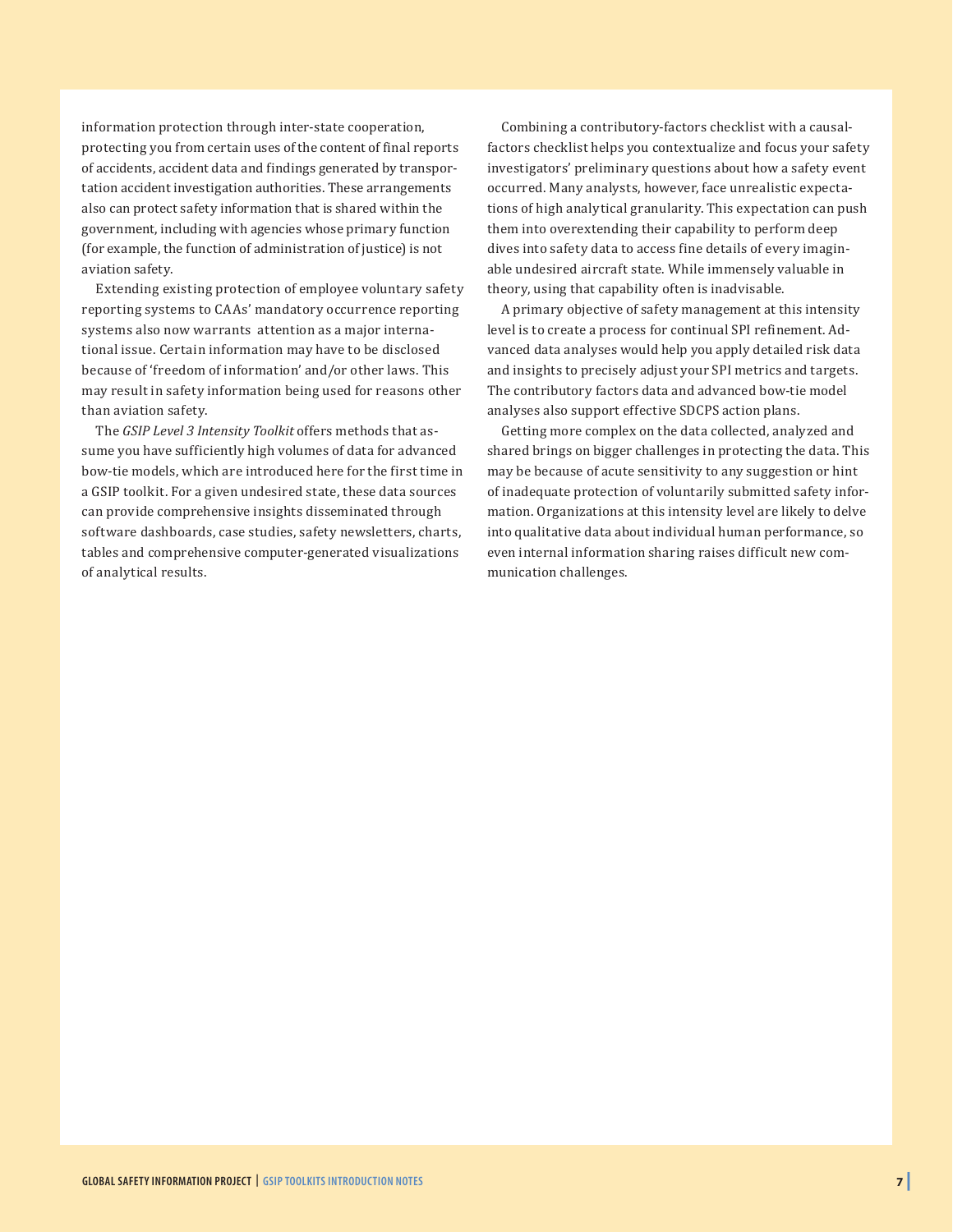information protection through inter-state cooperation, protecting you from certain uses of the content of final reports of accidents, accident data and findings generated by transportation accident investigation authorities. These arrangements also can protect safety information that is shared within the government, including with agencies whose primary function (for example, the function of administration of justice) is not aviation safety.

Extending existing protection of employee voluntary safety reporting systems to CAAs' mandatory occurrence reporting systems also now warrants attention as a major international issue. Certain information may have to be disclosed because of 'freedom of information' and/or other laws. This may result in safety information being used for reasons other than aviation safety.

The *GSIP Level 3 Intensity Toolkit* offers methods that assume you have sufficiently high volumes of data for advanced bow-tie models, which are introduced here for the first time in a GSIP toolkit. For a given undesired state, these data sources can provide comprehensive insights disseminated through software dashboards, case studies, safety newsletters, charts, tables and comprehensive computer-generated visualizations of analytical results.

Combining a contributory-factors checklist with a causal-factors checklist helps you contextualize and focus your safety investigators' preliminary questions about how a safety event occurred. Many analysts, however, face unrealistic expectations of high analytical granularity. This expectation can push them into overextending their capability to perform deep dives into safety data to access fine details of every imaginable undesired aircraft state. While immensely valuable in theory, using that capability often is inadvisable.

A primary objective of safety management at this intensity level is to create a process for continual SPI refinement. Advanced data analyses would help you apply detailed risk data and insights to precisely adjust your SPI metrics and targets. The contributory factors data and advanced bow-tie model analyses also support effective SDCPS action plans.

Getting more complex on the data collected, analyzed and shared brings on bigger challenges in protecting the data. This may be because of acute sensitivity to any suggestion or hint of inadequate protection of voluntarily submitted safety information. Organizations at this intensity level are likely to delve into qualitative data about individual human performance, so even internal information sharing raises difficult new communication challenges.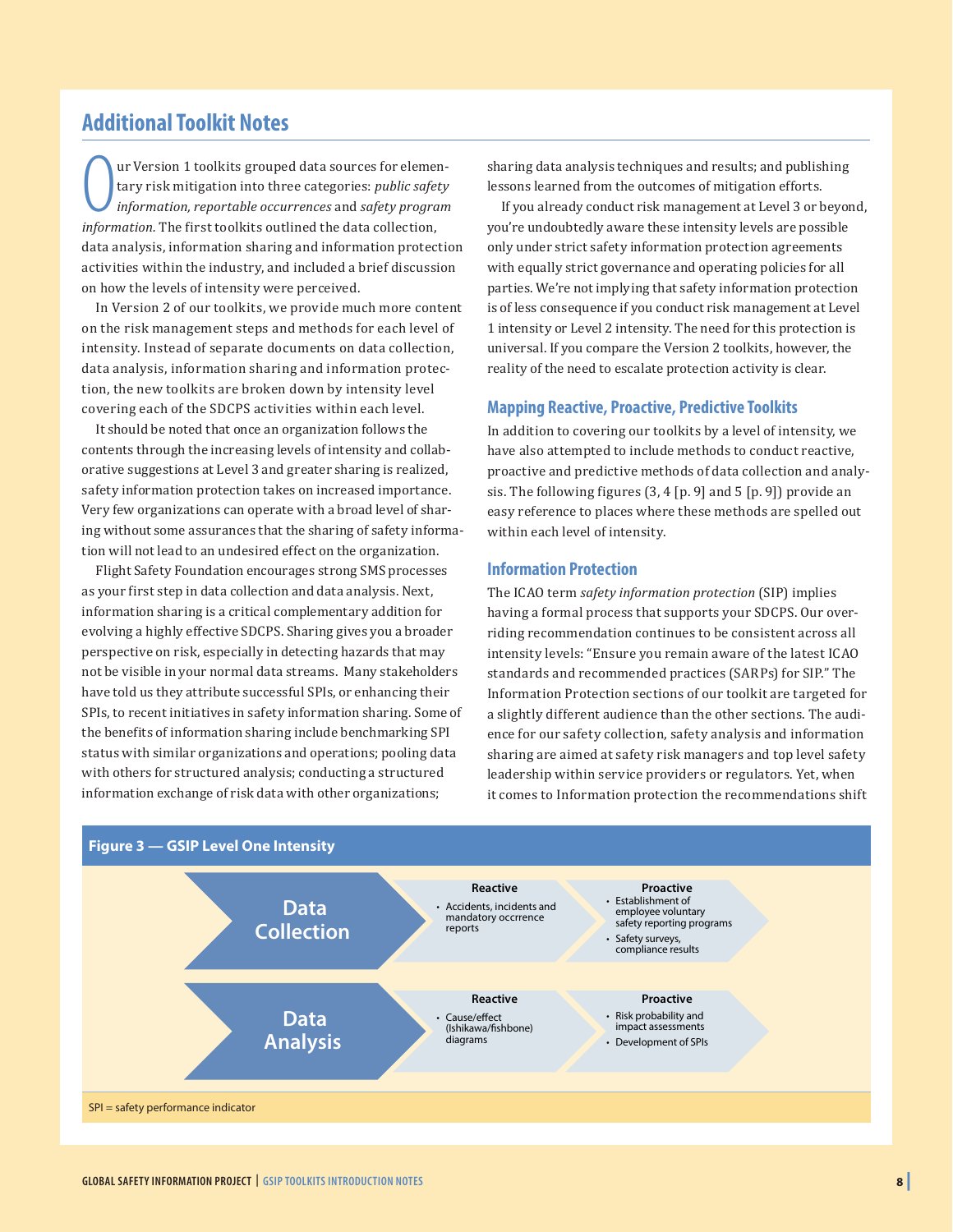## Additional Toolkit Notes

Our Version 1 toolkits grouped data sources for elementary risk mitigation into three categories: *public safety information, reportable occurrences* and *safety program information.* The first toolkits outlined the data collection, data analysis, information sharing and information protection activities within the industry, and included a brief discussion on how the levels of intensity were perceived.

In Version 2 of our toolkits, we provide much more content on the risk management steps and methods for each level of intensity. Instead of separate documents on data collection, data analysis, information sharing and information protection, the new toolkits are broken down by intensity level covering each of the SDCPS activities within each level.

It should be noted that once an organization follows the contents through the increasing levels of intensity and collaborative suggestions at Level 3 and greater sharing is realized, safety information protection takes on increased importance. Very few organizations can operate with a broad level of sharing without some assurances that the sharing of safety information will not lead to an undesired effect on the organization.

Flight Safety Foundation encourages strong SMS processes as your first step in data collection and data analysis. Next, information sharing is a critical complementary addition for evolving a highly effective SDCPS. Sharing gives you a broader perspective on risk, especially in detecting hazards that may not be visible in your normal data streams. Many stakeholders have told us they attribute successful SPIs, or enhancing their SPIs, to recent initiatives in safety information sharing. Some of the benefits of information sharing include benchmarking SPI status with similar organizations and operations; pooling data with others for structured analysis; conducting a structured information exchange of risk data with other organizations; sharing data analysis techniques and results; and publishing lessons learned from the outcomes of mitigation efforts.

If you already conduct risk management at Level 3 or beyond, you're undoubtedly aware these intensity levels are possible only under strict safety information protection agreements with equally strict governance and operating policies for all parties. We're not implying that safety information protection is of less consequence if you conduct risk management at Level 1 intensity or Level 2 intensity. The need for this protection is universal. If you compare the Version 2 toolkits, however, the reality of the need to escalate protection activity is clear.

### Mapping Reactive, Proactive, Predictive Toolkits

In addition to covering our toolkits by a level of intensity, we have also attempted to include methods to conduct reactive, proactive and predictive methods of data collection and analysis. The following figures (3, 4 [p. 9] and 5 [p. 9]) provide an easy reference to places where these methods are spelled out within each level of intensity.

### Information Protection

The ICAO term *safety information protection* (SIP) implies having a formal process that supports your SDCPS. Our overriding recommendation continues to be consistent across all intensity levels: "Ensure you remain aware of the latest ICAO standards and recommended practices (SARPs) for SIP." The Information Protection sections of our toolkit are targeted for a slightly different audience than the other sections. The audience for our safety collection, safety analysis and information sharing are aimed at safety risk managers and top level safety leadership within service providers or regulators. Yet, when it comes to Information protection the recommendations shift

**Figure 3 — GSIP Level One Intensity**

| | Reactive | Proactive |
|---|---|---|
| **Data Collection** | • Accidents, incidents and mandatory occrrence reports | • Establishment of employee voluntary safety reporting programs<br>• Safety surveys, compliance results |
| **Data Analysis** | • Cause/effect (Ishikawa/fishbone) diagrams | • Risk probability and impact assessments<br>• Development of SPIs |

SPI = safety performance indicator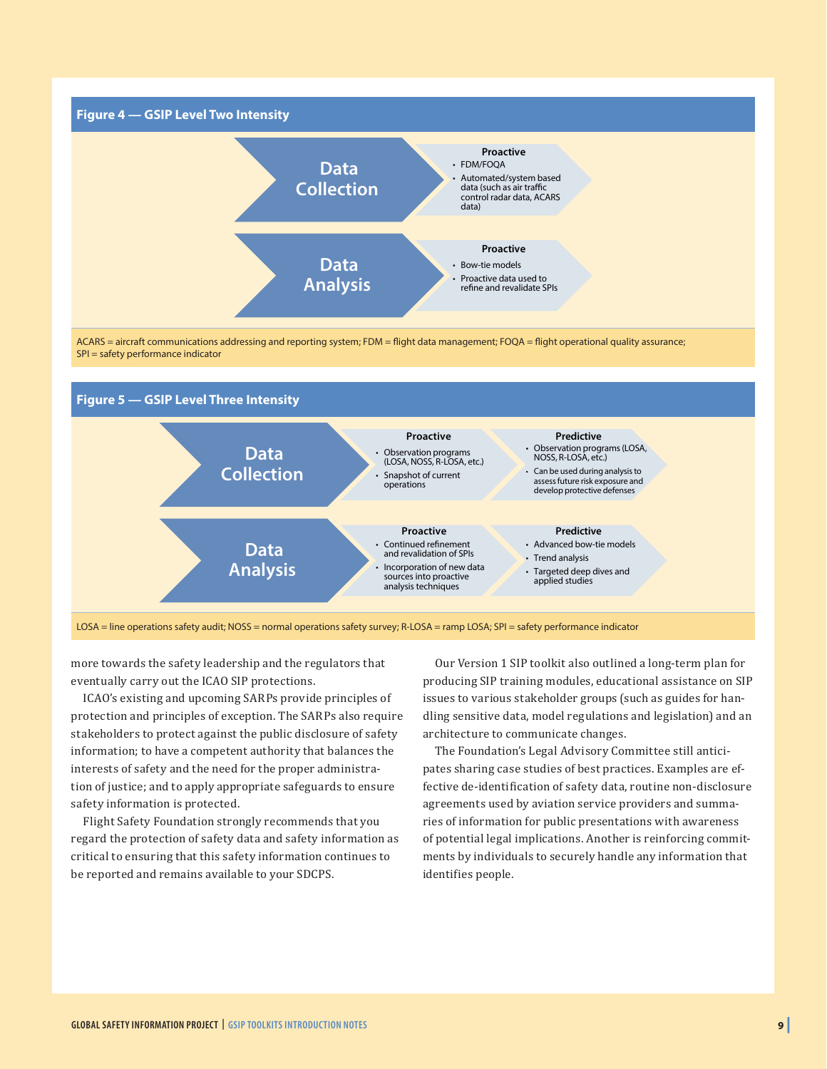**Figure 4 — GSIP Level Two Intensity**

**Data Collection**

**Proactive**

- FDM/FOQA
- Automated/system based data (such as air traffic control radar data, ACARS data)

**Data Analysis**

**Proactive**

- Bow-tie models
- Proactive data used to refine and revalidate SPIs

ACARS = aircraft communications addressing and reporting system; FDM = flight data management; FOQA = flight operational quality assurance; SPI = safety performance indicator

**Figure 5 — GSIP Level Three Intensity**

**Data Collection**

**Proactive**

- Observation programs (LOSA, NOSS, R-LOSA, etc.)
- Snapshot of current operations

**Predictive**

- Observation programs (LOSA, NOSS, R-LOSA, etc.)
- Can be used during analysis to assess future risk exposure and develop protective defenses

**Data Analysis**

**Proactive**

- Continued refinement and revalidation of SPIs
- Incorporation of new data sources into proactive analysis techniques

**Predictive**

- Advanced bow-tie models
- Trend analysis
- Targeted deep dives and applied studies

LOSA = line operations safety audit; NOSS = normal operations safety survey; R-LOSA = ramp LOSA; SPI = safety performance indicator

more towards the safety leadership and the regulators that eventually carry out the ICAO SIP protections.

ICAO's existing and upcoming SARPs provide principles of protection and principles of exception. The SARPs also require stakeholders to protect against the public disclosure of safety information; to have a competent authority that balances the interests of safety and the need for the proper administration of justice; and to apply appropriate safeguards to ensure safety information is protected.

Flight Safety Foundation strongly recommends that you regard the protection of safety data and safety information as critical to ensuring that this safety information continues to be reported and remains available to your SDCPS.

Our Version 1 SIP toolkit also outlined a long-term plan for producing SIP training modules, educational assistance on SIP issues to various stakeholder groups (such as guides for handling sensitive data, model regulations and legislation) and an architecture to communicate changes.

The Foundation's Legal Advisory Committee still anticipates sharing case studies of best practices. Examples are effective de-identification of safety data, routine non-disclosure agreements used by aviation service providers and summaries of information for public presentations with awareness of potential legal implications. Another is reinforcing commitments by individuals to securely handle any information that identifies people.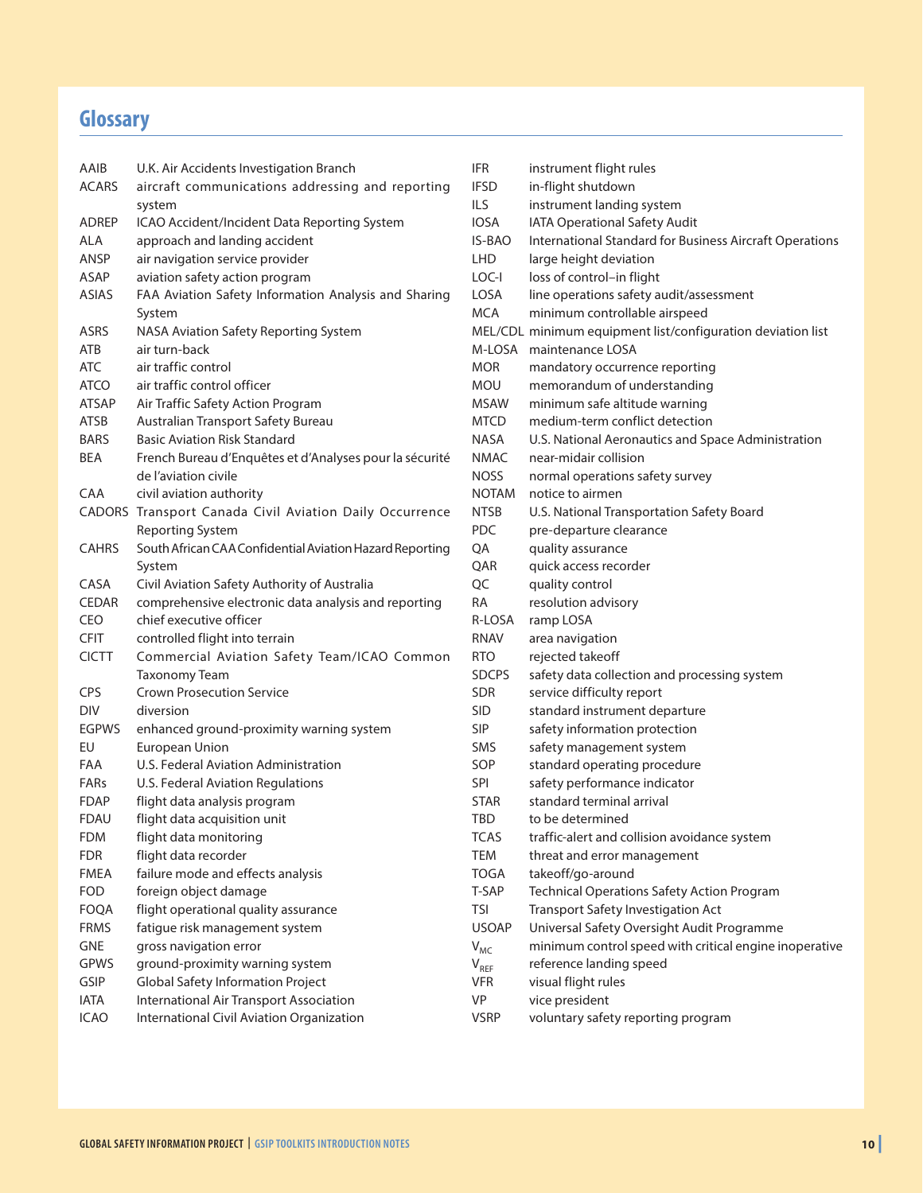## Glossary

| | |
|---|---|
| AAIB | U.K. Air Accidents Investigation Branch |
| ACARS | aircraft communications addressing and reporting system |
| ADREP | ICAO Accident/Incident Data Reporting System |
| ALA | approach and landing accident |
| ANSP | air navigation service provider |
| ASAP | aviation safety action program |
| ASIAS | FAA Aviation Safety Information Analysis and Sharing System |
| ASRS | NASA Aviation Safety Reporting System |
| ATB | air turn-back |
| ATC | air traffic control |
| ATCO | air traffic control officer |
| ATSAP | Air Traffic Safety Action Program |
| ATSB | Australian Transport Safety Bureau |
| BARS | Basic Aviation Risk Standard |
| BEA | French Bureau d'Enquêtes et d'Analyses pour la sécurité de l'aviation civile |
| CAA | civil aviation authority |
| CADORS | Transport Canada Civil Aviation Daily Occurrence Reporting System |
| CAHRS | South African CAA Confidential Aviation Hazard Reporting System |
| CASA | Civil Aviation Safety Authority of Australia |
| CEDAR | comprehensive electronic data analysis and reporting |
| CEO | chief executive officer |
| CFIT | controlled flight into terrain |
| CICTT | Commercial Aviation Safety Team/ICAO Common Taxonomy Team |
| CPS | Crown Prosecution Service |
| DIV | diversion |
| EGPWS | enhanced ground-proximity warning system |
| EU | European Union |
| FAA | U.S. Federal Aviation Administration |
| FARs | U.S. Federal Aviation Regulations |
| FDAP | flight data analysis program |
| FDAU | flight data acquisition unit |
| FDM | flight data monitoring |
| FDR | flight data recorder |
| FMEA | failure mode and effects analysis |
| FOD | foreign object damage |
| FOQA | flight operational quality assurance |
| FRMS | fatigue risk management system |
| GNE | gross navigation error |
| GPWS | ground-proximity warning system |
| GSIP | Global Safety Information Project |
| IATA | International Air Transport Association |
| ICAO | International Civil Aviation Organization |
| IFR | instrument flight rules |
| IFSD | in-flight shutdown |
| ILS | instrument landing system |
| IOSA | IATA Operational Safety Audit |
| IS-BAO | International Standard for Business Aircraft Operations |
| LHD | large height deviation |
| LOC-I | loss of control–in flight |
| LOSA | line operations safety audit/assessment |
| MCA | minimum controllable airspeed |
| MEL/CDL | minimum equipment list/configuration deviation list |
| M-LOSA | maintenance LOSA |
| MOR | mandatory occurrence reporting |
| MOU | memorandum of understanding |
| MSAW | minimum safe altitude warning |
| MTCD | medium-term conflict detection |
| NASA | U.S. National Aeronautics and Space Administration |
| NMAC | near-midair collision |
| NOSS | normal operations safety survey |
| NOTAM | notice to airmen |
| NTSB | U.S. National Transportation Safety Board |
| PDC | pre-departure clearance |
| QA | quality assurance |
| QAR | quick access recorder |
| QC | quality control |
| RA | resolution advisory |
| R-LOSA | ramp LOSA |
| RNAV | area navigation |
| RTO | rejected takeoff |
| SDCPS | safety data collection and processing system |
| SDR | service difficulty report |
| SID | standard instrument departure |
| SIP | safety information protection |
| SMS | safety management system |
| SOP | standard operating procedure |
| SPI | safety performance indicator |
| STAR | standard terminal arrival |
| TBD | to be determined |
| TCAS | traffic-alert and collision avoidance system |
| TEM | threat and error management |
| TOGA | takeoff/go-around |
| T-SAP | Technical Operations Safety Action Program |
| TSI | Transport Safety Investigation Act |
| USOAP | Universal Safety Oversight Audit Programme |
| $V_{MC}$ | minimum control speed with critical engine inoperative |
| $V_{REF}$ | reference landing speed |
| VFR | visual flight rules |
| VP | vice president |
| VSRP | voluntary safety reporting program |